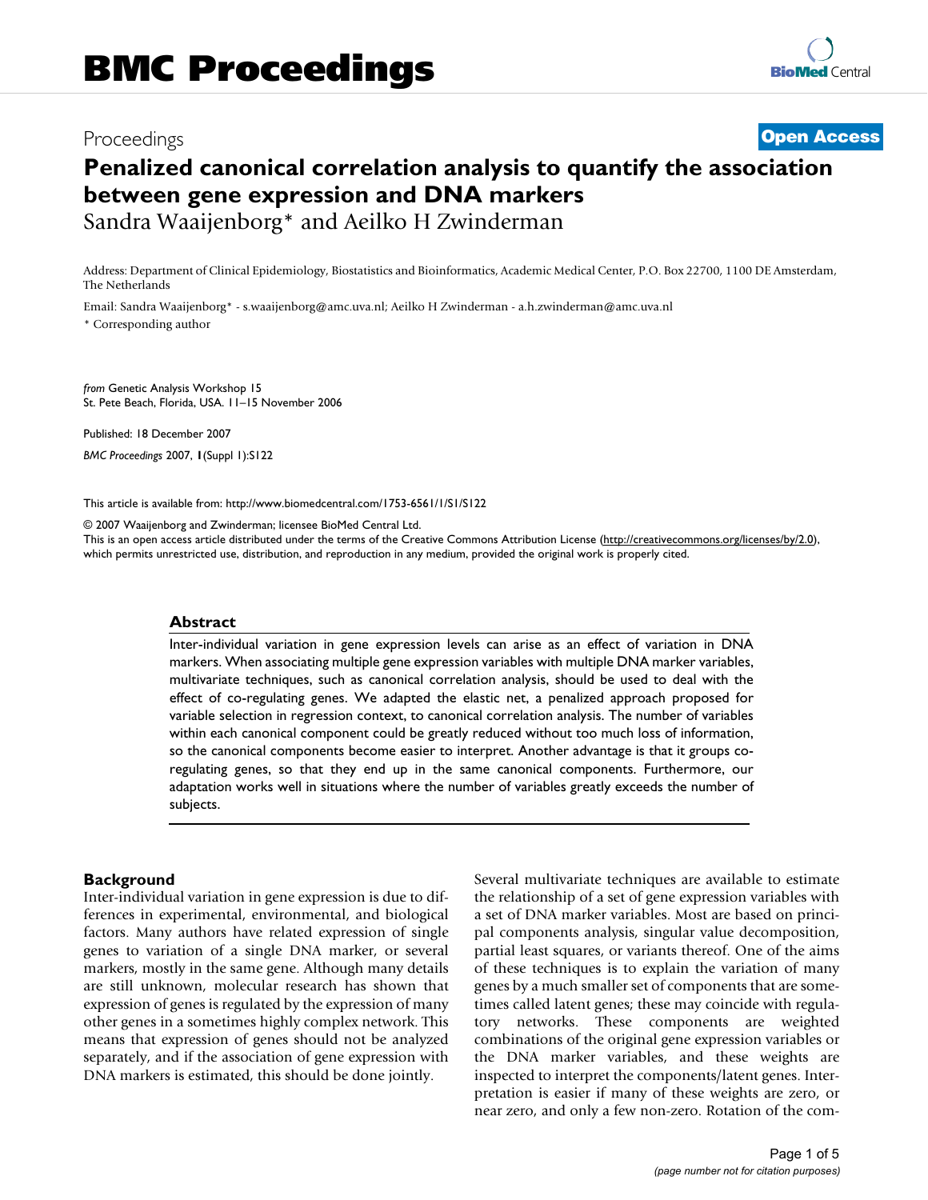# BMC Proceedings

Proceedings

**Open Access**

## Penalized canonical correlation analysis to quantify the association between gene expression and DNA markers

Sandra Waaijenborg* and Aeilko H Zwinderman

Address: Department of Clinical Epidemiology, Biostatistics and Bioinformatics, Academic Medical Center, P.O. Box 22700, 1100 DE Amsterdam, The Netherlands

Email: Sandra Waaijenborg* - s.waaijenborg@amc.uva.nl; Aeilko H Zwinderman - a.h.zwinderman@amc.uva.nl

* Corresponding author

*from* Genetic Analysis Workshop 15
St. Pete Beach, Florida, USA. 11–15 November 2006

Published: 18 December 2007

*BMC Proceedings* 2007, **1**(Suppl 1):S122

This article is available from: http://www.biomedcentral.com/1753-6561/1/S1/S122

© 2007 Waaijenborg and Zwinderman; licensee BioMed Central Ltd.
This is an open access article distributed under the terms of the Creative Commons Attribution License (http://creativecommons.org/licenses/by/2.0), which permits unrestricted use, distribution, and reproduction in any medium, provided the original work is properly cited.

### Abstract

Inter-individual variation in gene expression levels can arise as an effect of variation in DNA markers. When associating multiple gene expression variables with multiple DNA marker variables, multivariate techniques, such as canonical correlation analysis, should be used to deal with the effect of co-regulating genes. We adapted the elastic net, a penalized approach proposed for variable selection in regression context, to canonical correlation analysis. The number of variables within each canonical component could be greatly reduced without too much loss of information, so the canonical components become easier to interpret. Another advantage is that it groups co-regulating genes, so that they end up in the same canonical components. Furthermore, our adaptation works well in situations where the number of variables greatly exceeds the number of subjects.

### Background

Inter-individual variation in gene expression is due to differences in experimental, environmental, and biological factors. Many authors have related expression of single genes to variation of a single DNA marker, or several markers, mostly in the same gene. Although many details are still unknown, molecular research has shown that expression of genes is regulated by the expression of many other genes in a sometimes highly complex network. This means that expression of genes should not be analyzed separately, and if the association of gene expression with DNA markers is estimated, this should be done jointly.

Several multivariate techniques are available to estimate the relationship of a set of gene expression variables with a set of DNA marker variables. Most are based on principal components analysis, singular value decomposition, partial least squares, or variants thereof. One of the aims of these techniques is to explain the variation of many genes by a much smaller set of components that are sometimes called latent genes; these may coincide with regulatory networks. These components are weighted combinations of the original gene expression variables or the DNA marker variables, and these weights are inspected to interpret the components/latent genes. Interpretation is easier if many of these weights are zero, or near zero, and only a few non-zero. Rotation of the com-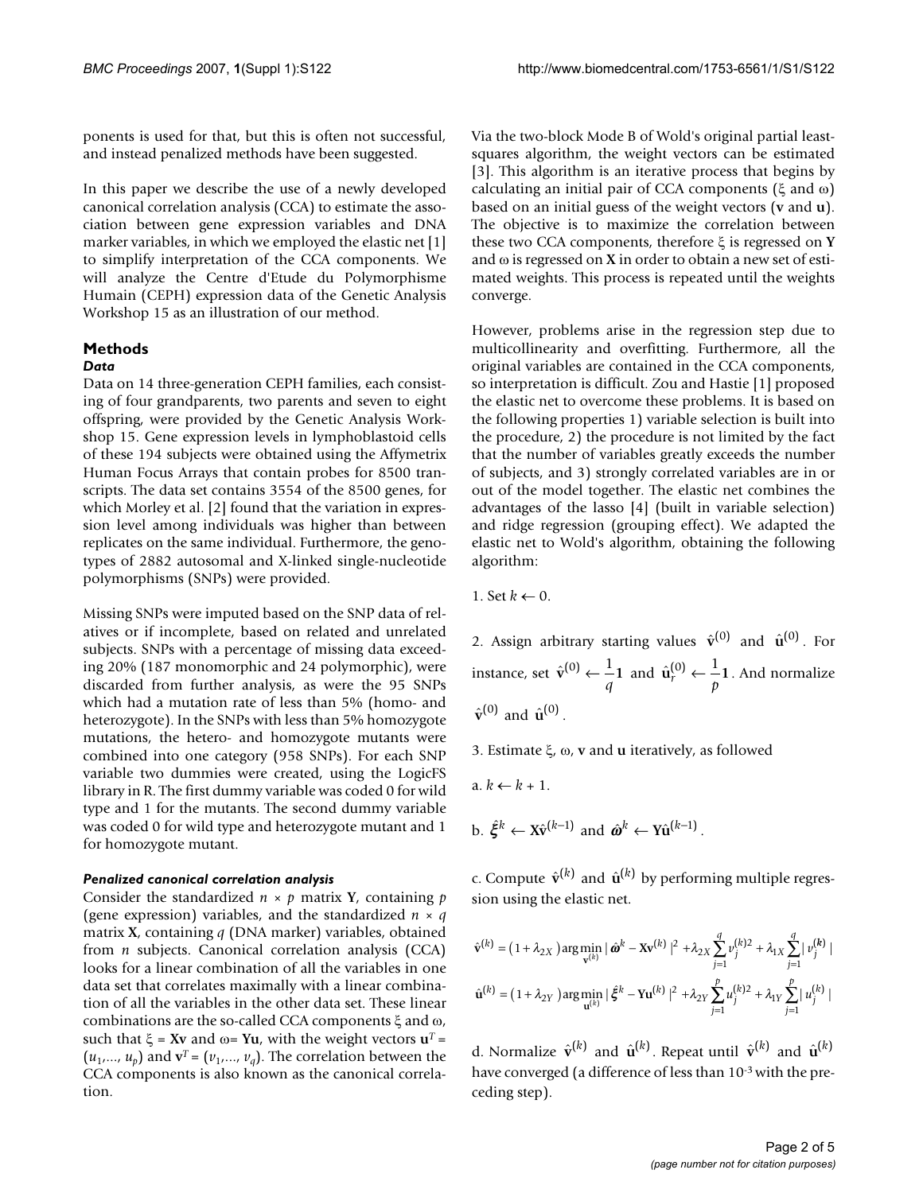ponents is used for that, but this is often not successful, and instead penalized methods have been suggested.

In this paper we describe the use of a newly developed canonical correlation analysis (CCA) to estimate the association between gene expression variables and DNA marker variables, in which we employed the elastic net [1] to simplify interpretation of the CCA components. We will analyze the Centre d'Etude du Polymorphisme Humain (CEPH) expression data of the Genetic Analysis Workshop 15 as an illustration of our method.

## Methods

### *Data*

Data on 14 three-generation CEPH families, each consisting of four grandparents, two parents and seven to eight offspring, were provided by the Genetic Analysis Workshop 15. Gene expression levels in lymphoblastoid cells of these 194 subjects were obtained using the Affymetrix Human Focus Arrays that contain probes for 8500 transcripts. The data set contains 3554 of the 8500 genes, for which Morley et al. [2] found that the variation in expression level among individuals was higher than between replicates on the same individual. Furthermore, the genotypes of 2882 autosomal and X-linked single-nucleotide polymorphisms (SNPs) were provided.

Missing SNPs were imputed based on the SNP data of relatives or if incomplete, based on related and unrelated subjects. SNPs with a percentage of missing data exceeding 20% (187 monomorphic and 24 polymorphic), were discarded from further analysis, as were the 95 SNPs which had a mutation rate of less than 5% (homo- and heterozygote). In the SNPs with less than 5% homozygote mutations, the hetero- and homozygote mutants were combined into one category (958 SNPs). For each SNP variable two dummies were created, using the LogicFS library in R. The first dummy variable was coded 0 for wild type and 1 for the mutants. The second dummy variable was coded 0 for wild type and heterozygote mutant and 1 for homozygote mutant.

### *Penalized canonical correlation analysis*

Consider the standardized $n \times p$ matrix $\mathbf{Y}$, containing $p$ (gene expression) variables, and the standardized $n \times q$ matrix $\mathbf{X}$, containing $q$ (DNA marker) variables, obtained from $n$ subjects. Canonical correlation analysis (CCA) looks for a linear combination of all the variables in one data set that correlates maximally with a linear combination of all the variables in the other data set. These linear combinations are the so-called CCA components $\xi$ and $\omega$, such that $\xi = \mathbf{X}\mathbf{v}$ and $\omega = \mathbf{Y}\mathbf{u}$, with the weight vectors $\mathbf{u}^T = (u_1,..., u_p)$ and $\mathbf{v}^T = (v_1,..., v_q)$. The correlation between the CCA components is also known as the canonical correlation.

Via the two-block Mode B of Wold's original partial least-squares algorithm, the weight vectors can be estimated [3]. This algorithm is an iterative process that begins by calculating an initial pair of CCA components ($\xi$ and $\omega$) based on an initial guess of the weight vectors ($\mathbf{v}$ and $\mathbf{u}$). The objective is to maximize the correlation between these two CCA components, therefore $\xi$ is regressed on $\mathbf{Y}$ and $\omega$ is regressed on $\mathbf{X}$ in order to obtain a new set of estimated weights. This process is repeated until the weights converge.

However, problems arise in the regression step due to multicollinearity and overfitting. Furthermore, all the original variables are contained in the CCA components, so interpretation is difficult. Zou and Hastie [1] proposed the elastic net to overcome these problems. It is based on the following properties 1) variable selection is built into the procedure, 2) the procedure is not limited by the fact that the number of variables greatly exceeds the number of subjects, and 3) strongly correlated variables are in or out of the model together. The elastic net combines the advantages of the lasso [4] (built in variable selection) and ridge regression (grouping effect). We adapted the elastic net to Wold's algorithm, obtaining the following algorithm:

1. Set $k \leftarrow 0$.

2. Assign arbitrary starting values $\hat{\mathbf{v}}^{(0)}$ and $\hat{\mathbf{u}}^{(0)}$. For instance, set $\hat{\mathbf{v}}^{(0)} \leftarrow \frac{1}{q}\mathbf{1}$ and $\hat{\mathbf{u}}_r^{(0)} \leftarrow \frac{1}{p}\mathbf{1}$. And normalize $\hat{\mathbf{v}}^{(0)}$ and $\hat{\mathbf{u}}^{(0)}$.

3. Estimate $\xi$, $\omega$, $\mathbf{v}$ and $\mathbf{u}$ iteratively, as followed

a. $k \leftarrow k + 1$.

b. $\hat{\boldsymbol{\xi}}^k \leftarrow \mathbf{X}\hat{\mathbf{v}}^{(k-1)}$ and $\hat{\boldsymbol{\omega}}^k \leftarrow \mathbf{Y}\hat{\mathbf{u}}^{(k-1)}$.

c. Compute $\hat{\mathbf{v}}^{(k)}$ and $\hat{\mathbf{u}}^{(k)}$ by performing multiple regression using the elastic net.

$$\hat{\mathbf{v}}^{(k)} = (1 + \lambda_{2X})\arg\min_{\mathbf{v}^{(k)}} |\hat{\boldsymbol{\omega}}^k - \mathbf{X}\mathbf{v}^{(k)}|^2 + \lambda_{2X}\sum_{j=1}^{q} v_j^{(k)2} + \lambda_{1X}\sum_{j=1}^{q}|v_j^{(k)}|$$

$$\hat{\mathbf{u}}^{(k)} = (1 + \lambda_{2Y})\arg\min_{\mathbf{u}^{(k)}} |\hat{\boldsymbol{\xi}}^k - \mathbf{Y}\mathbf{u}^{(k)}|^2 + \lambda_{2Y}\sum_{j=1}^{p} u_j^{(k)2} + \lambda_{1Y}\sum_{j=1}^{p}|u_j^{(k)}|$$

d. Normalize $\hat{\mathbf{v}}^{(k)}$ and $\hat{\mathbf{u}}^{(k)}$. Repeat until $\hat{\mathbf{v}}^{(k)}$ and $\hat{\mathbf{u}}^{(k)}$ have converged (a difference of less than $10^{-3}$ with the preceding step).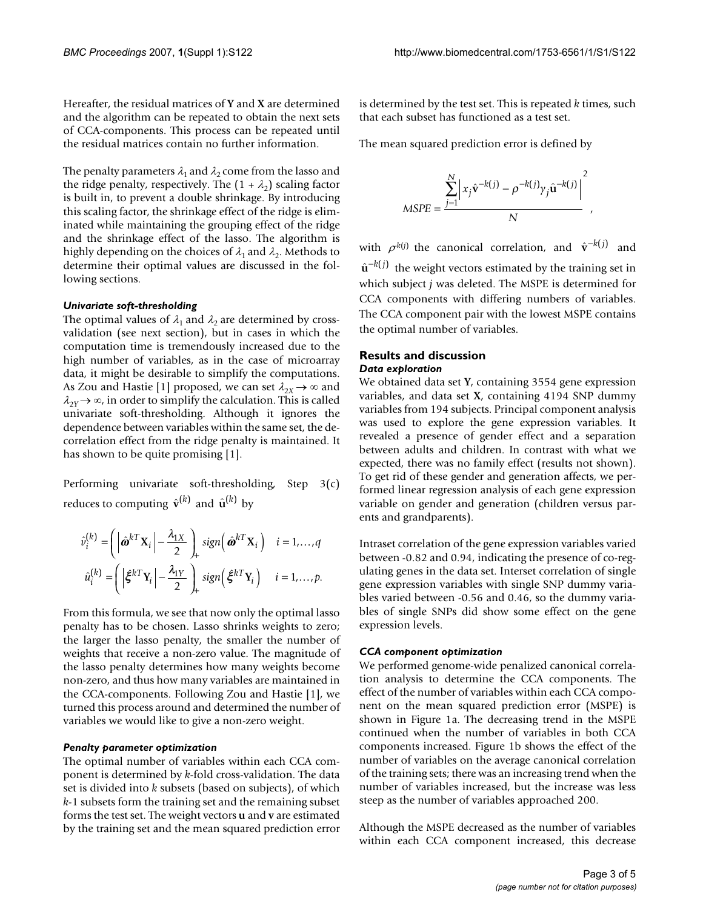Hereafter, the residual matrices of **Y** and **X** are determined and the algorithm can be repeated to obtain the next sets of CCA-components. This process can be repeated until the residual matrices contain no further information.

The penalty parameters $\lambda_1$ and $\lambda_2$ come from the lasso and the ridge penalty, respectively. The $(1 + \lambda_2)$ scaling factor is built in, to prevent a double shrinkage. By introducing this scaling factor, the shrinkage effect of the ridge is eliminated while maintaining the grouping effect of the ridge and the shrinkage effect of the lasso. The algorithm is highly depending on the choices of $\lambda_1$ and $\lambda_2$. Methods to determine their optimal values are discussed in the following sections.

### *Univariate soft-thresholding*

The optimal values of $\lambda_1$ and $\lambda_2$ are determined by cross-validation (see next section), but in cases in which the computation time is tremendously increased due to the high number of variables, as in the case of microarray data, it might be desirable to simplify the computations. As Zou and Hastie [1] proposed, we can set $\lambda_{2X} \to \infty$ and $\lambda_{2Y} \to \infty$, in order to simplify the calculation. This is called univariate soft-thresholding. Although it ignores the dependence between variables within the same set, the decorrelation effect from the ridge penalty is maintained. It has shown to be quite promising [1].

Performing univariate soft-thresholding, Step 3(c) reduces to computing $\hat{\mathbf{v}}^{(k)}$ and $\hat{\mathbf{u}}^{(k)}$ by

$$\hat{v}_i^{(k)} = \left( \left| \hat{\boldsymbol{\omega}}^{kT} \mathbf{X}_i \right| - \frac{\lambda_{1X}}{2} \right)_+ sign\left( \hat{\boldsymbol{\omega}}^{kT} \mathbf{X}_i \right) \quad i = 1, \ldots, q$$

$$\hat{u}_i^{(k)} = \left( \left| \hat{\boldsymbol{\xi}}^{kT} \mathbf{Y}_i \right| - \frac{\lambda_{1Y}}{2} \right)_+ sign\left( \hat{\boldsymbol{\xi}}^{kT} \mathbf{Y}_i \right) \quad i = 1, \ldots, p.$$

From this formula, we see that now only the optimal lasso penalty has to be chosen. Lasso shrinks weights to zero; the larger the lasso penalty, the smaller the number of weights that receive a non-zero value. The magnitude of the lasso penalty determines how many weights become non-zero, and thus how many variables are maintained in the CCA-components. Following Zou and Hastie [1], we turned this process around and determined the number of variables we would like to give a non-zero weight.

### *Penalty parameter optimization*

The optimal number of variables within each CCA component is determined by *k*-fold cross-validation. The data set is divided into *k* subsets (based on subjects), of which *k*-1 subsets form the training set and the remaining subset forms the test set. The weight vectors **u** and **v** are estimated by the training set and the mean squared prediction error is determined by the test set. This is repeated *k* times, such that each subset has functioned as a test set.

The mean squared prediction error is defined by

$$MSPE = \frac{\sum_{j=1}^{N} \left| x_j \hat{\mathbf{v}}^{-k(j)} - \rho^{-k(j)} y_j \hat{\mathbf{u}}^{-k(j)} \right|^2}{N},$$

with $\rho^{k(j)}$ the canonical correlation, and $\hat{\mathbf{v}}^{-k(j)}$ and $\hat{\mathbf{u}}^{-k(j)}$ the weight vectors estimated by the training set in which subject *j* was deleted. The MSPE is determined for CCA components with differing numbers of variables. The CCA component pair with the lowest MSPE contains the optimal number of variables.

## Results and discussion

### *Data exploration*

We obtained data set **Y**, containing 3554 gene expression variables, and data set **X**, containing 4194 SNP dummy variables from 194 subjects. Principal component analysis was used to explore the gene expression variables. It revealed a presence of gender effect and a separation between adults and children. In contrast with what we expected, there was no family effect (results not shown). To get rid of these gender and generation affects, we performed linear regression analysis of each gene expression variable on gender and generation (children versus parents and grandparents).

Intraset correlation of the gene expression variables varied between -0.82 and 0.94, indicating the presence of co-regulating genes in the data set. Interset correlation of single gene expression variables with single SNP dummy variables varied between -0.56 and 0.46, so the dummy variables of single SNPs did show some effect on the gene expression levels.

### *CCA component optimization*

We performed genome-wide penalized canonical correlation analysis to determine the CCA components. The effect of the number of variables within each CCA component on the mean squared prediction error (MSPE) is shown in Figure 1a. The decreasing trend in the MSPE continued when the number of variables in both CCA components increased. Figure 1b shows the effect of the number of variables on the average canonical correlation of the training sets; there was an increasing trend when the number of variables increased, but the increase was less steep as the number of variables approached 200.

Although the MSPE decreased as the number of variables within each CCA component increased, this decrease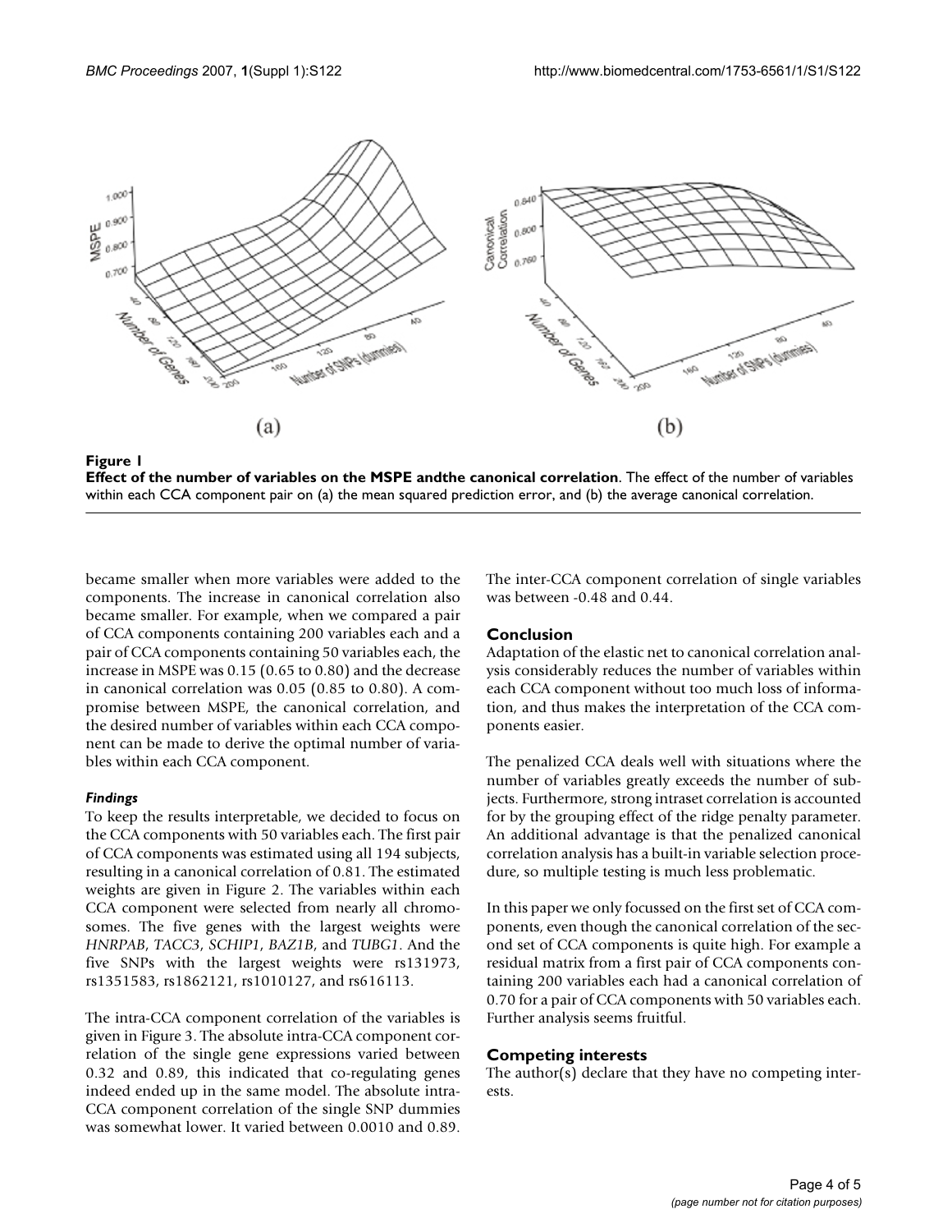MSPE
1.000
0.900
0.800
0.700
Number of Genes
40
80
120
160
200
Number of SNPs (dummies)
200
160
120
80
40

(a)

Canonical Correlation
0.840
0.800
0.760
Number of Genes
40
80
120
160
200
Number of SNPs (dummies)
200
160
120
80
40

(b)

**Figure 1**

**Effect of the number of variables on the MSPE andthe canonical correlation**. The effect of the number of variables within each CCA component pair on (a) the mean squared prediction error, and (b) the average canonical correlation.

became smaller when more variables were added to the components. The increase in canonical correlation also became smaller. For example, when we compared a pair of CCA components containing 200 variables each and a pair of CCA components containing 50 variables each, the increase in MSPE was 0.15 (0.65 to 0.80) and the decrease in canonical correlation was 0.05 (0.85 to 0.80). A compromise between MSPE, the canonical correlation, and the desired number of variables within each CCA component can be made to derive the optimal number of variables within each CCA component.

#### *Findings*

To keep the results interpretable, we decided to focus on the CCA components with 50 variables each. The first pair of CCA components was estimated using all 194 subjects, resulting in a canonical correlation of 0.81. The estimated weights are given in Figure 2. The variables within each CCA component were selected from nearly all chromosomes. The five genes with the largest weights were *HNRPAB*, *TACC3*, *SCHIP1*, *BAZ1B*, and *TUBG1*. And the five SNPs with the largest weights were rs131973, rs1351583, rs1862121, rs1010127, and rs616113.

The intra-CCA component correlation of the variables is given in Figure 3. The absolute intra-CCA component correlation of the single gene expressions varied between 0.32 and 0.89, this indicated that co-regulating genes indeed ended up in the same model. The absolute intra-CCA component correlation of the single SNP dummies was somewhat lower. It varied between 0.0010 and 0.89. The inter-CCA component correlation of single variables was between -0.48 and 0.44.

## Conclusion

Adaptation of the elastic net to canonical correlation analysis considerably reduces the number of variables within each CCA component without too much loss of information, and thus makes the interpretation of the CCA components easier.

The penalized CCA deals well with situations where the number of variables greatly exceeds the number of subjects. Furthermore, strong intraset correlation is accounted for by the grouping effect of the ridge penalty parameter. An additional advantage is that the penalized canonical correlation analysis has a built-in variable selection procedure, so multiple testing is much less problematic.

In this paper we only focussed on the first set of CCA components, even though the canonical correlation of the second set of CCA components is quite high. For example a residual matrix from a first pair of CCA components containing 200 variables each had a canonical correlation of 0.70 for a pair of CCA components with 50 variables each. Further analysis seems fruitful.

## Competing interests

The author(s) declare that they have no competing interests.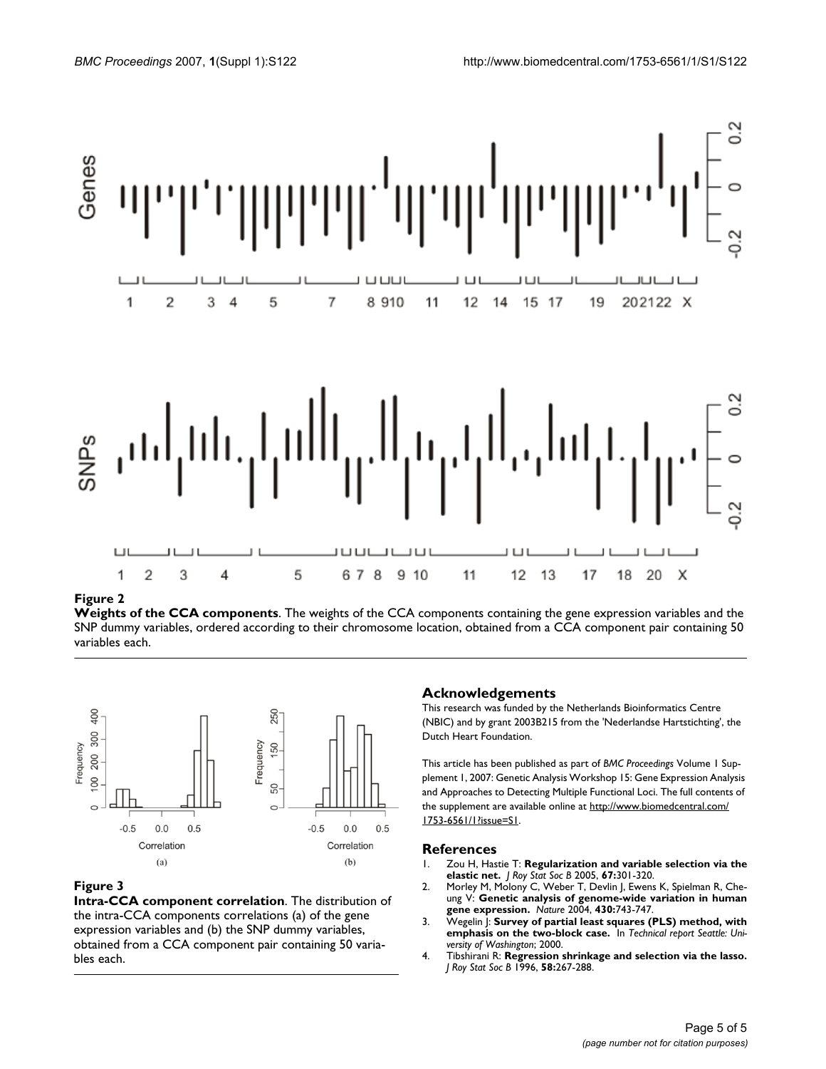Genes

0.2
0
-0.2

1 2 3 4 5 7 8 9 10 11 12 14 15 17 19 20 21 22 X

SNPs

0.2
0
-0.2

1 2 3 4 5 6 7 8 9 10 11 12 13 17 18 20 X

**Figure 2**

**Weights of the CCA components**. The weights of the CCA components containing the gene expression variables and the SNP dummy variables, ordered according to their chromosome location, obtained from a CCA component pair containing 50 variables each.

Frequency
0 100 200 300 400
-0.5 0.0 0.5
Correlation
(a)

Frequency
0 50 150 250
-0.5 0.0 0.5
Correlation
(b)

**Figure 3**

**Intra-CCA component correlation**. The distribution of the intra-CCA components correlations (a) of the gene expression variables and (b) the SNP dummy variables, obtained from a CCA component pair containing 50 variables each.

## Acknowledgements

This research was funded by the Netherlands Bioinformatics Centre (NBIC) and by grant 2003B215 from the 'Nederlandse Hartstichting', the Dutch Heart Foundation.

This article has been published as part of *BMC Proceedings* Volume 1 Supplement 1, 2007: Genetic Analysis Workshop 15: Gene Expression Analysis and Approaches to Detecting Multiple Functional Loci. The full contents of the supplement are available online at http://www.biomedcentral.com/1753-6561/1?issue=S1.

## References

1. Zou H, Hastie T: **Regularization and variable selection via the elastic net.** *J Roy Stat Soc B* 2005, **67:**301-320.
2. Morley M, Molony C, Weber T, Devlin J, Ewens K, Spielman R, Cheung V: **Genetic analysis of genome-wide variation in human gene expression.** *Nature* 2004, **430:**743-747.
3. Wegelin J: **Survey of partial least squares (PLS) method, with emphasis on the two-block case.** In *Technical report Seattle: University of Washington*; 2000.
4. Tibshirani R: **Regression shrinkage and selection via the lasso.** *J Roy Stat Soc B* 1996, **58:**267-288.